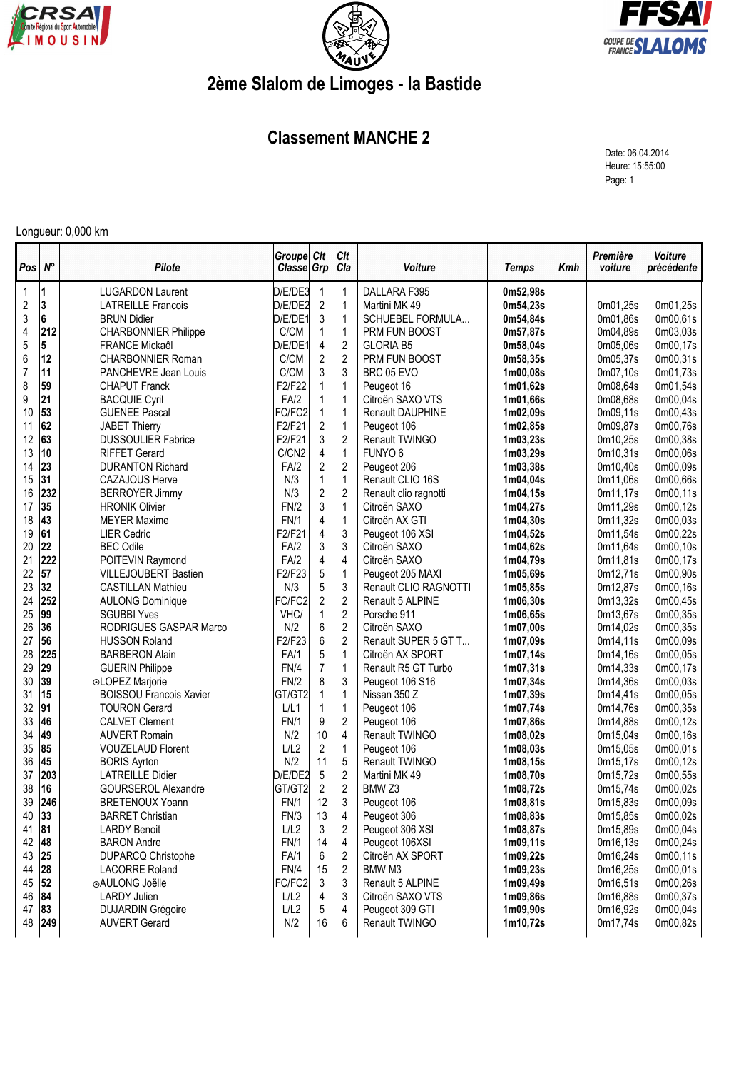# 2ème Slalom de Limoges - la Bastide

## Classement MANCHE 2

Date: 06.04.2014
Heure: 15:55:00

Longueur: 0,000 km

| Pos | N° | | Pilote | Groupe Classe | Clt Grp | Clt Cla | Voiture | Temps | Kmh | Première voiture | Voiture précédente |
|---|---|---|---|---|---|---|---|---|---|---|---|
| 1 | 1 | | LUGARDON Laurent | D/E/DE3 | 1 | 1 | DALLARA F395 | 0m52,98s | | | |
| 2 | 3 | | LATREILLE Francois | D/E/DE2 | 2 | 1 | Martini MK 49 | 0m54,23s | | 0m01,25s | 0m01,25s |
| 3 | 6 | | BRUN Didier | D/E/DE1 | 3 | 1 | SCHUEBEL FORMULA... | 0m54,84s | | 0m01,86s | 0m00,61s |
| 4 | 212 | | CHARBONNIER Philippe | C/CM | 1 | 1 | PRM FUN BOOST | 0m57,87s | | 0m04,89s | 0m03,03s |
| 5 | 5 | | FRANCE Mickaêl | D/E/DE1 | 4 | 2 | GLORIA B5 | 0m58,04s | | 0m05,06s | 0m00,17s |
| 6 | 12 | | CHARBONNIER Roman | C/CM | 2 | 2 | PRM FUN BOOST | 0m58,35s | | 0m05,37s | 0m00,31s |
| 7 | 11 | | PANCHEVRE Jean Louis | C/CM | 3 | 3 | BRC 05 EVO | 1m00,08s | | 0m07,10s | 0m01,73s |
| 8 | 59 | | CHAPUT Franck | F2/F22 | 1 | 1 | Peugeot 16 | 1m01,62s | | 0m08,64s | 0m01,54s |
| 9 | 21 | | BACQUIE Cyril | FA/2 | 1 | 1 | Citroën SAXO VTS | 1m01,66s | | 0m08,68s | 0m00,04s |
| 10 | 53 | | GUENEE Pascal | FC/FC2 | 1 | 1 | Renault DAUPHINE | 1m02,09s | | 0m09,11s | 0m00,43s |
| 11 | 62 | | JABET Thierry | F2/F21 | 2 | 1 | Peugeot 106 | 1m02,85s | | 0m09,87s | 0m00,76s |
| 12 | 63 | | DUSSOULIER Fabrice | F2/F21 | 3 | 2 | Renault TWINGO | 1m03,23s | | 0m10,25s | 0m00,38s |
| 13 | 10 | | RIFFET Gerard | C/CN2 | 4 | 1 | FUNYO 6 | 1m03,29s | | 0m10,31s | 0m00,06s |
| 14 | 23 | | DURANTON Richard | FA/2 | 2 | 2 | Peugeot 206 | 1m03,38s | | 0m10,40s | 0m00,09s |
| 15 | 31 | | CAZAJOUS Herve | N/3 | 1 | 1 | Renault CLIO 16S | 1m04,04s | | 0m11,06s | 0m00,66s |
| 16 | 232 | | BERROYER Jimmy | N/3 | 2 | 2 | Renault clio ragnotti | 1m04,15s | | 0m11,17s | 0m00,11s |
| 17 | 35 | | HRONIK Olivier | FN/2 | 3 | 1 | Citroën SAXO | 1m04,27s | | 0m11,29s | 0m00,12s |
| 18 | 43 | | MEYER Maxime | FN/1 | 4 | 1 | Citroën AX GTI | 1m04,30s | | 0m11,32s | 0m00,03s |
| 19 | 61 | | LIER Cedric | F2/F21 | 4 | 3 | Peugeot 106 XSI | 1m04,52s | | 0m11,54s | 0m00,22s |
| 20 | 22 | | BEC Odile | FA/2 | 3 | 3 | Citroën SAXO | 1m04,62s | | 0m11,64s | 0m00,10s |
| 21 | 222 | | POITEVIN Raymond | FA/2 | 4 | 4 | Citroën SAXO | 1m04,79s | | 0m11,81s | 0m00,17s |
| 22 | 57 | | VILLEJOUBERT Bastien | F2/F23 | 5 | 1 | Peugeot 205 MAXI | 1m05,69s | | 0m12,71s | 0m00,90s |
| 23 | 32 | | CASTILLAN Mathieu | N/3 | 5 | 3 | Renault CLIO RAGNOTTI | 1m05,85s | | 0m12,87s | 0m00,16s |
| 24 | 252 | | AULONG Dominique | FC/FC2 | 2 | 2 | Renault 5 ALPINE | 1m06,30s | | 0m13,32s | 0m00,45s |
| 25 | 99 | | SGUBBI Yves | VHC/ | 1 | 2 | Porsche 911 | 1m06,65s | | 0m13,67s | 0m00,35s |
| 26 | 36 | | RODRIGUES GASPAR Marco | N/2 | 6 | 2 | Citroën SAXO | 1m07,00s | | 0m14,02s | 0m00,35s |
| 27 | 56 | | HUSSON Roland | F2/F23 | 6 | 2 | Renault SUPER 5 GT T... | 1m07,09s | | 0m14,11s | 0m00,09s |
| 28 | 225 | | BARBERON Alain | FA/1 | 5 | 1 | Citroën AX SPORT | 1m07,14s | | 0m14,16s | 0m00,05s |
| 29 | 29 | | GUERIN Philippe | FN/4 | 7 | 1 | Renault R5 GT Turbo | 1m07,31s | | 0m14,33s | 0m00,17s |
| 30 | 39 | | ⊙LOPEZ Marjorie | FN/2 | 8 | 3 | Peugeot 106 S16 | 1m07,34s | | 0m14,36s | 0m00,03s |
| 31 | 15 | | BOISSOU Francois Xavier | GT/GT2 | 1 | 1 | Nissan 350 Z | 1m07,39s | | 0m14,41s | 0m00,05s |
| 32 | 91 | | TOURON Gerard | L/L1 | 1 | 1 | Peugeot 106 | 1m07,74s | | 0m14,76s | 0m00,35s |
| 33 | 46 | | CALVET Clement | FN/1 | 9 | 2 | Peugeot 106 | 1m07,86s | | 0m14,88s | 0m00,12s |
| 34 | 49 | | AUVERT Romain | N/2 | 10 | 4 | Renault TWINGO | 1m08,02s | | 0m15,04s | 0m00,16s |
| 35 | 85 | | VOUZELAUD Florent | L/L2 | 2 | 1 | Peugeot 106 | 1m08,03s | | 0m15,05s | 0m00,01s |
| 36 | 45 | | BORIS Ayrton | N/2 | 11 | 5 | Renault TWINGO | 1m08,15s | | 0m15,17s | 0m00,12s |
| 37 | 203 | | LATREILLE Didier | D/E/DE2 | 5 | 2 | Martini MK 49 | 1m08,70s | | 0m15,72s | 0m00,55s |
| 38 | 16 | | GOURSEROL Alexandre | GT/GT2 | 2 | 2 | BMW Z3 | 1m08,72s | | 0m15,74s | 0m00,02s |
| 39 | 246 | | BRETENOUX Yoann | FN/1 | 12 | 3 | Peugeot 106 | 1m08,81s | | 0m15,83s | 0m00,09s |
| 40 | 33 | | BARRET Christian | FN/3 | 13 | 4 | Peugeot 306 | 1m08,83s | | 0m15,85s | 0m00,02s |
| 41 | 81 | | LARDY Benoit | L/L2 | 3 | 2 | Peugeot 306 XSI | 1m08,87s | | 0m15,89s | 0m00,04s |
| 42 | 48 | | BARON Andre | FN/1 | 14 | 4 | Peugeot 106XSI | 1m09,11s | | 0m16,13s | 0m00,24s |
| 43 | 25 | | DUPARCQ Christophe | FA/1 | 6 | 2 | Citroën AX SPORT | 1m09,22s | | 0m16,24s | 0m00,11s |
| 44 | 28 | | LACORRE Roland | FN/4 | 15 | 2 | BMW M3 | 1m09,23s | | 0m16,25s | 0m00,01s |
| 45 | 52 | | ⊙AULONG Joëlle | FC/FC2 | 3 | 3 | Renault 5 ALPINE | 1m09,49s | | 0m16,51s | 0m00,26s |
| 46 | 84 | | LARDY Julien | L/L2 | 4 | 3 | Citroën SAXO VTS | 1m09,86s | | 0m16,88s | 0m00,37s |
| 47 | 83 | | DUJARDIN Grégoire | L/L2 | 5 | 4 | Peugeot 309 GTI | 1m09,90s | | 0m16,92s | 0m00,04s |
| 48 | 249 | | AUVERT Gerard | N/2 | 16 | 6 | Renault TWINGO | 1m10,72s | | 0m17,74s | 0m00,82s |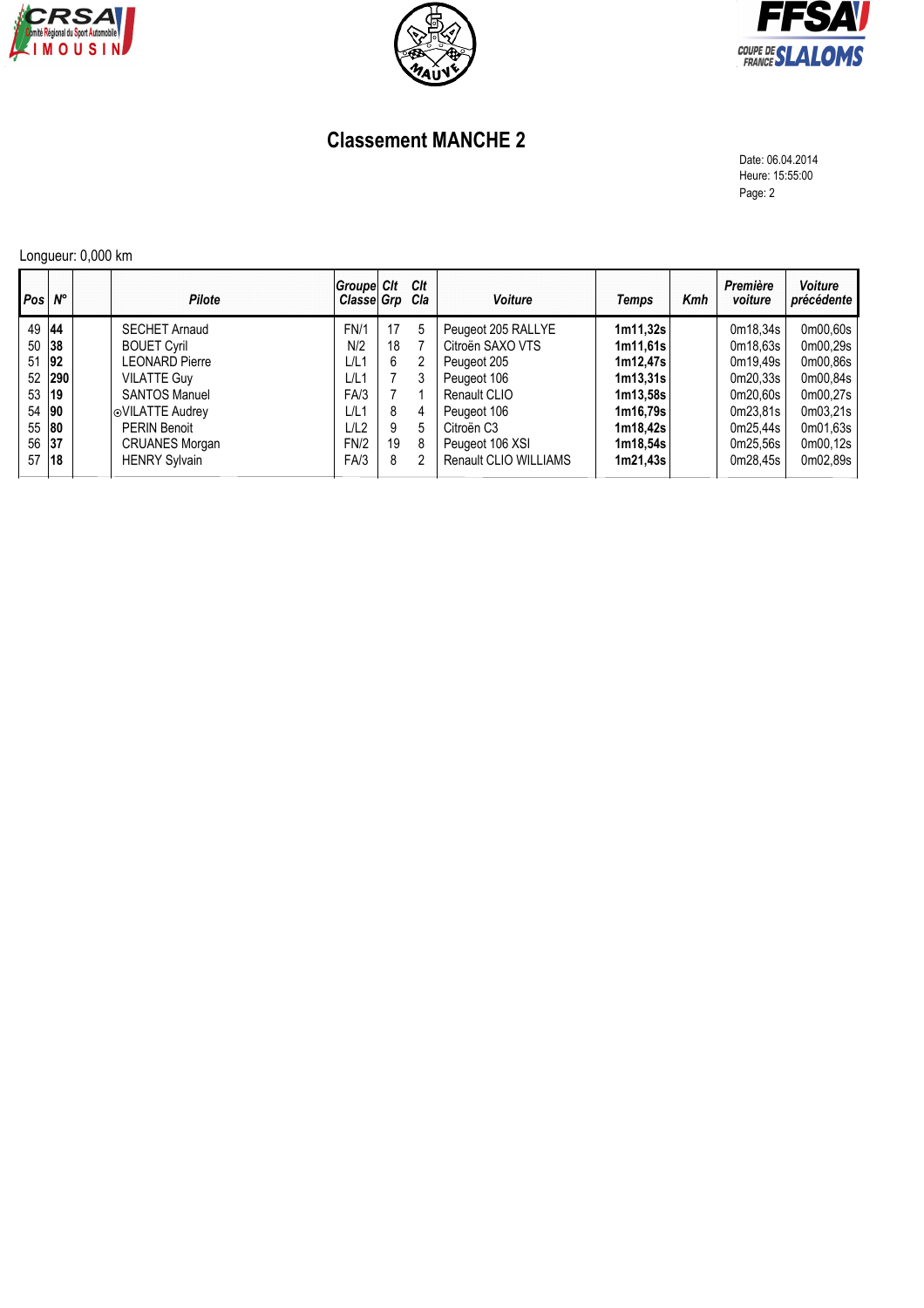# Classement MANCHE 2

Date: 06.04.2014
Heure: 15:55:00

Longueur: 0,000 km

| Pos | N° | | Pilote | Groupe Classe | Clt Grp | Clt Cla | Voiture | Temps | Kmh | Première voiture | Voiture précédente |
|---|---|---|---|---|---|---|---|---|---|---|---|
| 49 | **44** | | SECHET Arnaud | FN/1 | 17 | 5 | Peugeot 205 RALLYE | **1m11,32s** | | 0m18,34s | 0m00,60s |
| 50 | **38** | | BOUET Cyril | N/2 | 18 | 7 | Citroën SAXO VTS | **1m11,61s** | | 0m18,63s | 0m00,29s |
| 51 | **92** | | LEONARD Pierre | L/L1 | 6 | 2 | Peugeot 205 | **1m12,47s** | | 0m19,49s | 0m00,86s |
| 52 | **290** | | VILATTE Guy | L/L1 | 7 | 3 | Peugeot 106 | **1m13,31s** | | 0m20,33s | 0m00,84s |
| 53 | **19** | | SANTOS Manuel | FA/3 | 7 | 1 | Renault CLIO | **1m13,58s** | | 0m20,60s | 0m00,27s |
| 54 | **90** | | ⊙VILATTE Audrey | L/L1 | 8 | 4 | Peugeot 106 | **1m16,79s** | | 0m23,81s | 0m03,21s |
| 55 | **80** | | PERIN Benoit | L/L2 | 9 | 5 | Citroën C3 | **1m18,42s** | | 0m25,44s | 0m01,63s |
| 56 | **37** | | CRUANES Morgan | FN/2 | 19 | 8 | Peugeot 106 XSI | **1m18,54s** | | 0m25,56s | 0m00,12s |
| 57 | **18** | | HENRY Sylvain | FA/3 | 8 | 2 | Renault CLIO WILLIAMS | **1m21,43s** | | 0m28,45s | 0m02,89s |